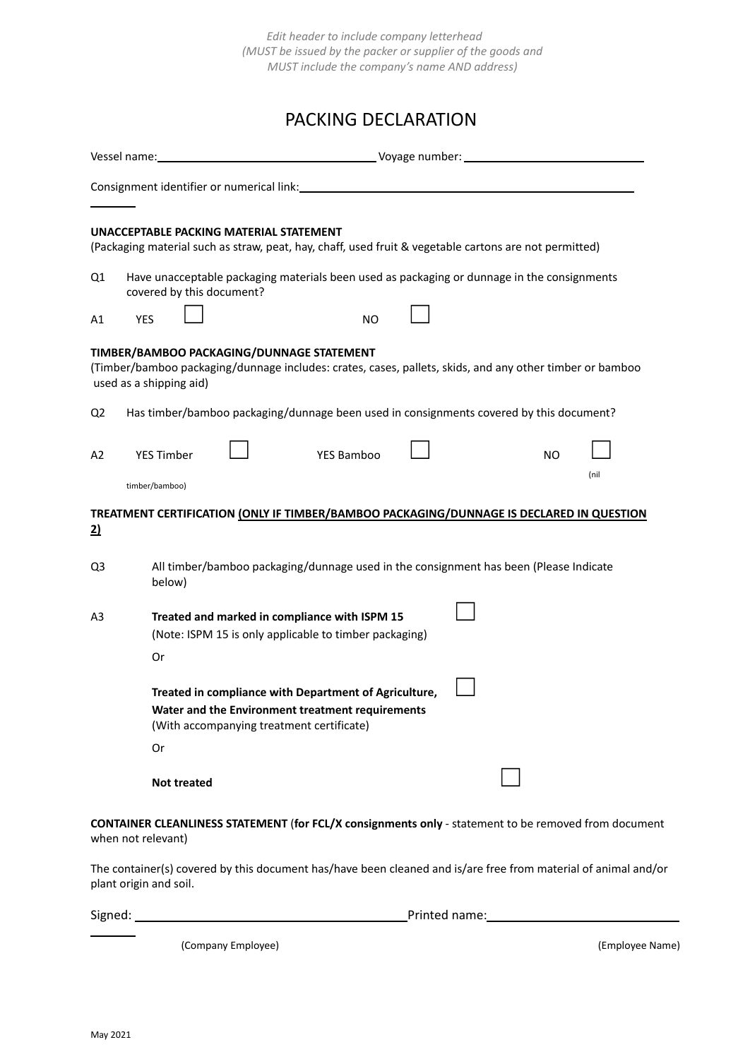*Edit header to include company letterhead*
*(MUST be issued by the packer or supplier of the goods and*
*MUST include the company's name AND address)*

# PACKING DECLARATION

Vessel name: ______________________ Voyage number: ______________________

Consignment identifier or numerical link: ______________________________________

**UNACCEPTABLE PACKING MATERIAL STATEMENT**
(Packaging material such as straw, peat, hay, chaff, used fruit & vegetable cartons are not permitted)

Q1 Have unacceptable packaging materials been used as packaging or dunnage in the consignments covered by this document?

A1 YES ☐ NO ☐

**TIMBER/BAMBOO PACKAGING/DUNNAGE STATEMENT**
(Timber/bamboo packaging/dunnage includes: crates, cases, pallets, skids, and any other timber or bamboo used as a shipping aid)

Q2 Has timber/bamboo packaging/dunnage been used in consignments covered by this document?

A2 YES Timber ☐ YES Bamboo ☐ NO ☐ (nil timber/bamboo)

**TREATMENT CERTIFICATION <u>(ONLY IF TIMBER/BAMBOO PACKAGING/DUNNAGE IS DECLARED IN QUESTION 2)</u>**

Q3 All timber/bamboo packaging/dunnage used in the consignment has been (Please Indicate below)

A3 **Treated and marked in compliance with ISPM 15** ☐
(Note: ISPM 15 is only applicable to timber packaging)

Or

**Treated in compliance with Department of Agriculture, Water and the Environment treatment requirements** ☐
(With accompanying treatment certificate)

Or

**Not treated** ☐

**CONTAINER CLEANLINESS STATEMENT** (**for FCL/X consignments only** - statement to be removed from document when not relevant)

The container(s) covered by this document has/have been cleaned and is/are free from material of animal and/or plant origin and soil.

Signed: ______________________ Printed name: ______________________

(Company Employee) (Employee Name)

May 2021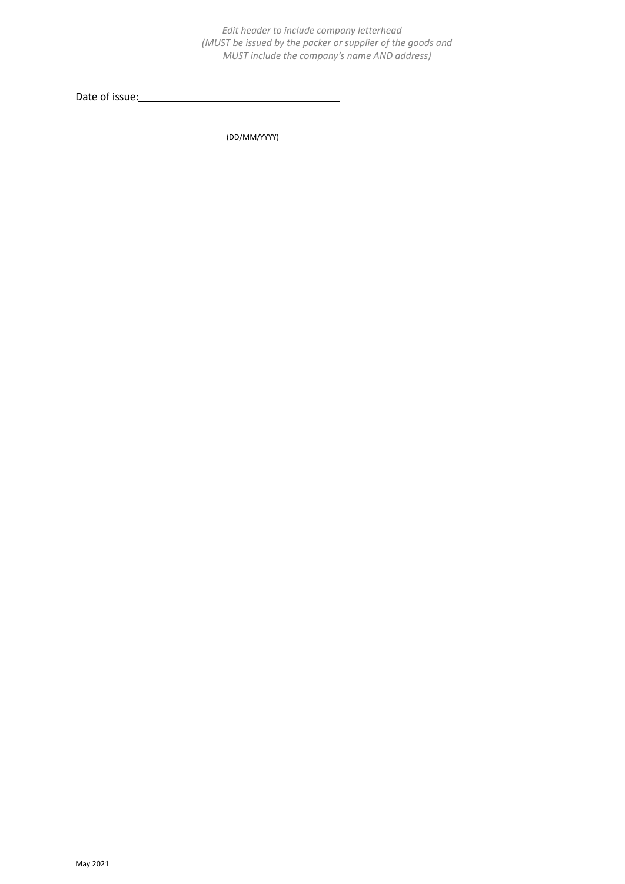*Edit header to include company letterhead*
*(MUST be issued by the packer or supplier of the goods and MUST include the company's name AND address)*

Date of issue:\_\_\_\_\_\_\_\_\_\_\_\_\_\_\_\_\_\_\_\_\_\_\_\_\_\_\_\_\_\_\_\_\_\_\_\_

(DD/MM/YYYY)

May 2021